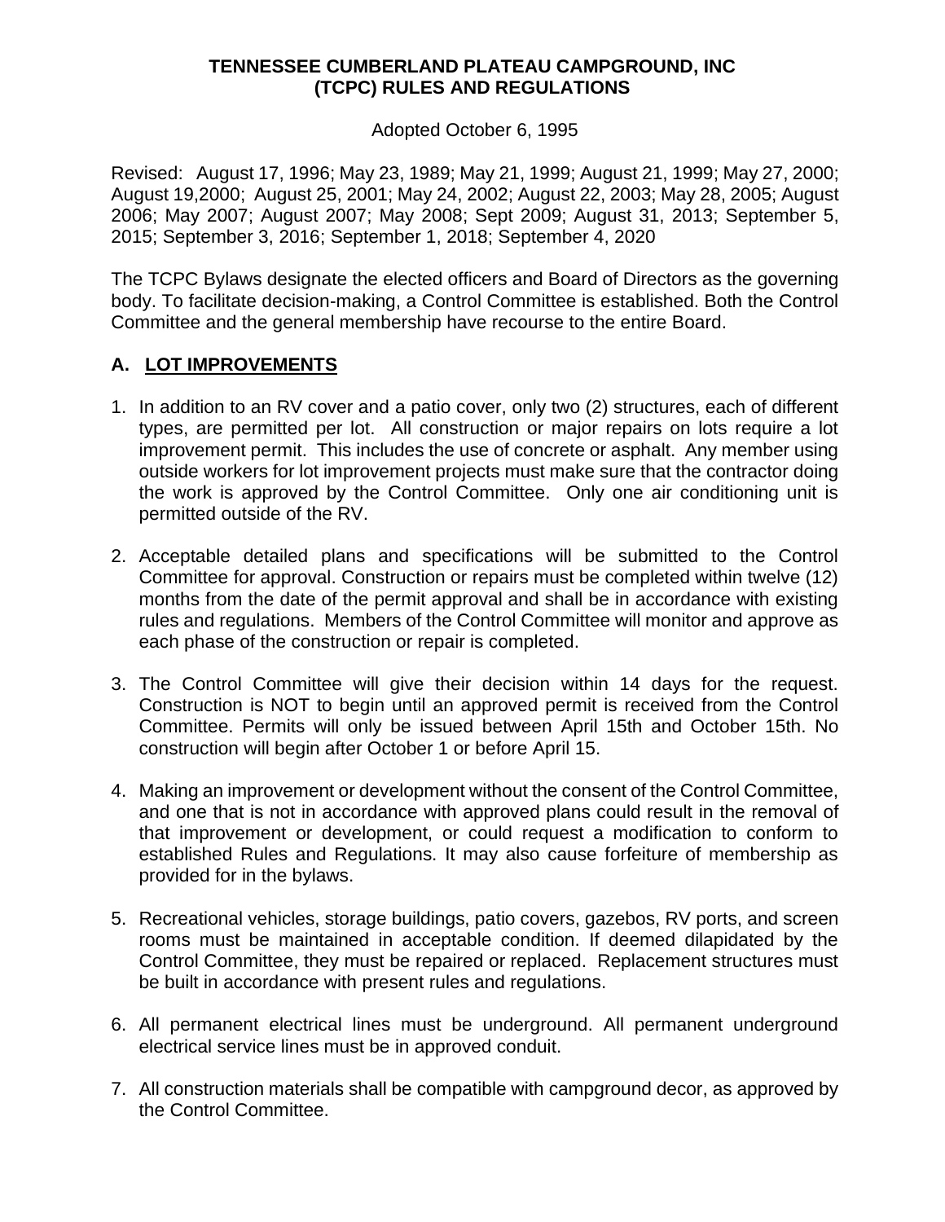# TENNESSEE CUMBERLAND PLATEAU CAMPGROUND, INC (TCPC) RULES AND REGULATIONS

Adopted October 6, 1995

Revised: August 17, 1996; May 23, 1989; May 21, 1999; August 21, 1999; May 27, 2000; August 19,2000; August 25, 2001; May 24, 2002; August 22, 2003; May 28, 2005; August 2006; May 2007; August 2007; May 2008; Sept 2009; August 31, 2013; September 5, 2015; September 3, 2016; September 1, 2018; September 4, 2020

The TCPC Bylaws designate the elected officers and Board of Directors as the governing body. To facilitate decision-making, a Control Committee is established. Both the Control Committee and the general membership have recourse to the entire Board.

## A. <u>LOT IMPROVEMENTS</u>

1. In addition to an RV cover and a patio cover, only two (2) structures, each of different types, are permitted per lot. All construction or major repairs on lots require a lot improvement permit. This includes the use of concrete or asphalt. Any member using outside workers for lot improvement projects must make sure that the contractor doing the work is approved by the Control Committee. Only one air conditioning unit is permitted outside of the RV.

2. Acceptable detailed plans and specifications will be submitted to the Control Committee for approval. Construction or repairs must be completed within twelve (12) months from the date of the permit approval and shall be in accordance with existing rules and regulations. Members of the Control Committee will monitor and approve as each phase of the construction or repair is completed.

3. The Control Committee will give their decision within 14 days for the request. Construction is NOT to begin until an approved permit is received from the Control Committee. Permits will only be issued between April 15th and October 15th. No construction will begin after October 1 or before April 15.

4. Making an improvement or development without the consent of the Control Committee, and one that is not in accordance with approved plans could result in the removal of that improvement or development, or could request a modification to conform to established Rules and Regulations. It may also cause forfeiture of membership as provided for in the bylaws.

5. Recreational vehicles, storage buildings, patio covers, gazebos, RV ports, and screen rooms must be maintained in acceptable condition. If deemed dilapidated by the Control Committee, they must be repaired or replaced. Replacement structures must be built in accordance with present rules and regulations.

6. All permanent electrical lines must be underground. All permanent underground electrical service lines must be in approved conduit.

7. All construction materials shall be compatible with campground decor, as approved by the Control Committee.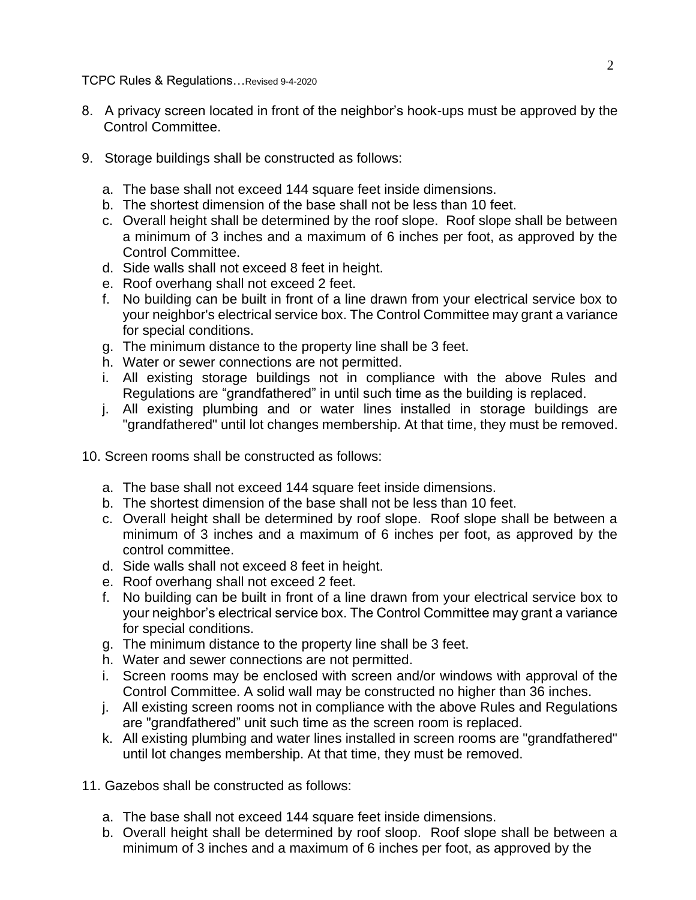8. A privacy screen located in front of the neighbor's hook-ups must be approved by the Control Committee.

9. Storage buildings shall be constructed as follows:

   a. The base shall not exceed 144 square feet inside dimensions.
   b. The shortest dimension of the base shall not be less than 10 feet.
   c. Overall height shall be determined by the roof slope. Roof slope shall be between a minimum of 3 inches and a maximum of 6 inches per foot, as approved by the Control Committee.
   d. Side walls shall not exceed 8 feet in height.
   e. Roof overhang shall not exceed 2 feet.
   f. No building can be built in front of a line drawn from your electrical service box to your neighbor's electrical service box. The Control Committee may grant a variance for special conditions.
   g. The minimum distance to the property line shall be 3 feet.
   h. Water or sewer connections are not permitted.
   i. All existing storage buildings not in compliance with the above Rules and Regulations are "grandfathered" in until such time as the building is replaced.
   j. All existing plumbing and or water lines installed in storage buildings are "grandfathered" until lot changes membership. At that time, they must be removed.

10. Screen rooms shall be constructed as follows:

    a. The base shall not exceed 144 square feet inside dimensions.
    b. The shortest dimension of the base shall not be less than 10 feet.
    c. Overall height shall be determined by roof slope. Roof slope shall be between a minimum of 3 inches and a maximum of 6 inches per foot, as approved by the control committee.
    d. Side walls shall not exceed 8 feet in height.
    e. Roof overhang shall not exceed 2 feet.
    f. No building can be built in front of a line drawn from your electrical service box to your neighbor's electrical service box. The Control Committee may grant a variance for special conditions.
    g. The minimum distance to the property line shall be 3 feet.
    h. Water and sewer connections are not permitted.
    i. Screen rooms may be enclosed with screen and/or windows with approval of the Control Committee. A solid wall may be constructed no higher than 36 inches.
    j. All existing screen rooms not in compliance with the above Rules and Regulations are "grandfathered" unit such time as the screen room is replaced.
    k. All existing plumbing and water lines installed in screen rooms are "grandfathered" until lot changes membership. At that time, they must be removed.

11. Gazebos shall be constructed as follows:

    a. The base shall not exceed 144 square feet inside dimensions.
    b. Overall height shall be determined by roof sloop. Roof slope shall be between a minimum of 3 inches and a maximum of 6 inches per foot, as approved by the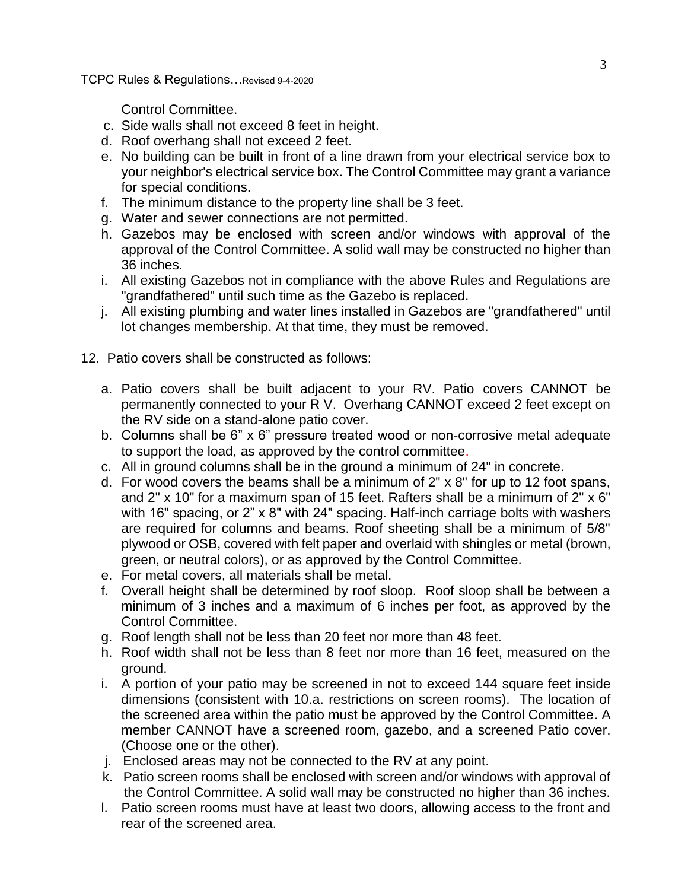Control Committee.

c. Side walls shall not exceed 8 feet in height.
d. Roof overhang shall not exceed 2 feet.
e. No building can be built in front of a line drawn from your electrical service box to your neighbor's electrical service box. The Control Committee may grant a variance for special conditions.
f. The minimum distance to the property line shall be 3 feet.
g. Water and sewer connections are not permitted.
h. Gazebos may be enclosed with screen and/or windows with approval of the approval of the Control Committee. A solid wall may be constructed no higher than 36 inches.
i. All existing Gazebos not in compliance with the above Rules and Regulations are "grandfathered" until such time as the Gazebo is replaced.
j. All existing plumbing and water lines installed in Gazebos are "grandfathered" until lot changes membership. At that time, they must be removed.

12. Patio covers shall be constructed as follows:

a. Patio covers shall be built adjacent to your RV. Patio covers CANNOT be permanently connected to your R V. Overhang CANNOT exceed 2 feet except on the RV side on a stand-alone patio cover.
b. Columns shall be 6" x 6" pressure treated wood or non-corrosive metal adequate to support the load, as approved by the control committee.
c. All in ground columns shall be in the ground a minimum of 24" in concrete.
d. For wood covers the beams shall be a minimum of 2" x 8" for up to 12 foot spans, and 2" x 10" for a maximum span of 15 feet. Rafters shall be a minimum of 2" x 6" with 16" spacing, or 2" x 8" with 24" spacing. Half-inch carriage bolts with washers are required for columns and beams. Roof sheeting shall be a minimum of 5/8" plywood or OSB, covered with felt paper and overlaid with shingles or metal (brown, green, or neutral colors), or as approved by the Control Committee.
e. For metal covers, all materials shall be metal.
f. Overall height shall be determined by roof sloop. Roof sloop shall be between a minimum of 3 inches and a maximum of 6 inches per foot, as approved by the Control Committee.
g. Roof length shall not be less than 20 feet nor more than 48 feet.
h. Roof width shall not be less than 8 feet nor more than 16 feet, measured on the ground.
i. A portion of your patio may be screened in not to exceed 144 square feet inside dimensions (consistent with 10.a. restrictions on screen rooms). The location of the screened area within the patio must be approved by the Control Committee. A member CANNOT have a screened room, gazebo, and a screened Patio cover. (Choose one or the other).
j. Enclosed areas may not be connected to the RV at any point.
k. Patio screen rooms shall be enclosed with screen and/or windows with approval of the Control Committee. A solid wall may be constructed no higher than 36 inches.
l. Patio screen rooms must have at least two doors, allowing access to the front and rear of the screened area.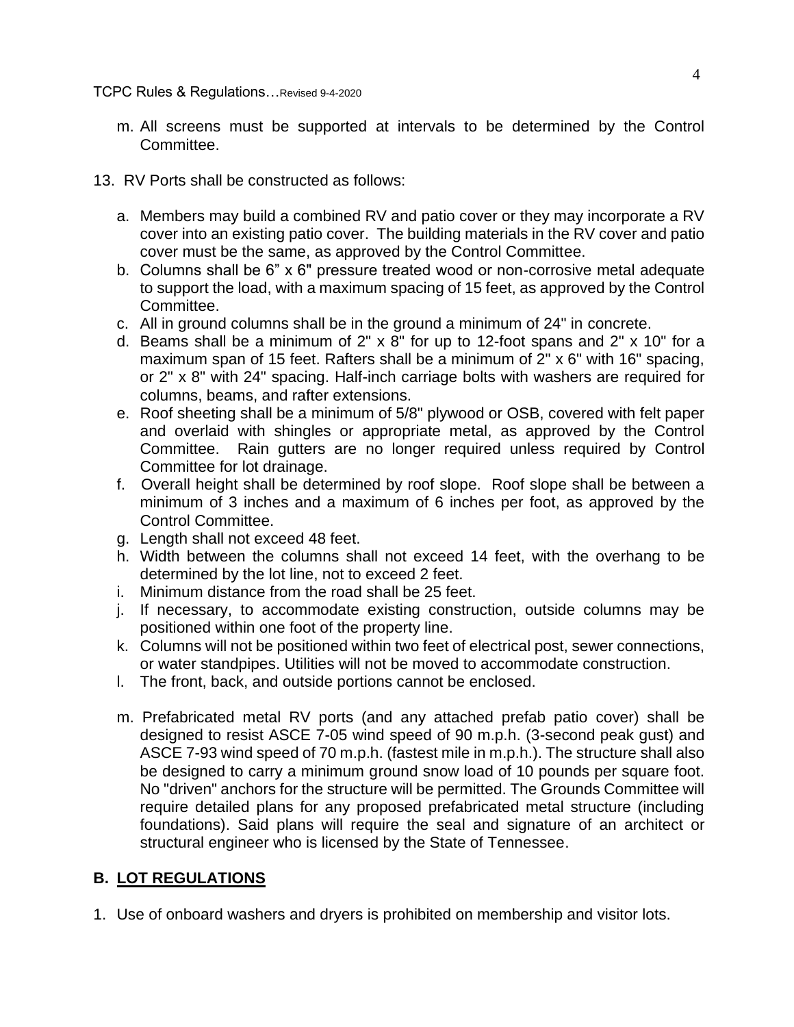m. All screens must be supported at intervals to be determined by the Control Committee.

13. RV Ports shall be constructed as follows:

    a. Members may build a combined RV and patio cover or they may incorporate a RV cover into an existing patio cover. The building materials in the RV cover and patio cover must be the same, as approved by the Control Committee.
    b. Columns shall be 6" x 6" pressure treated wood or non-corrosive metal adequate to support the load, with a maximum spacing of 15 feet, as approved by the Control Committee.
    c. All in ground columns shall be in the ground a minimum of 24" in concrete.
    d. Beams shall be a minimum of 2" x 8" for up to 12-foot spans and 2" x 10" for a maximum span of 15 feet. Rafters shall be a minimum of 2" x 6" with 16" spacing, or 2" x 8" with 24" spacing. Half-inch carriage bolts with washers are required for columns, beams, and rafter extensions.
    e. Roof sheeting shall be a minimum of 5/8" plywood or OSB, covered with felt paper and overlaid with shingles or appropriate metal, as approved by the Control Committee. Rain gutters are no longer required unless required by Control Committee for lot drainage.
    f. Overall height shall be determined by roof slope. Roof slope shall be between a minimum of 3 inches and a maximum of 6 inches per foot, as approved by the Control Committee.
    g. Length shall not exceed 48 feet.
    h. Width between the columns shall not exceed 14 feet, with the overhang to be determined by the lot line, not to exceed 2 feet.
    i. Minimum distance from the road shall be 25 feet.
    j. If necessary, to accommodate existing construction, outside columns may be positioned within one foot of the property line.
    k. Columns will not be positioned within two feet of electrical post, sewer connections, or water standpipes. Utilities will not be moved to accommodate construction.
    l. The front, back, and outside portions cannot be enclosed.
    m. Prefabricated metal RV ports (and any attached prefab patio cover) shall be designed to resist ASCE 7-05 wind speed of 90 m.p.h. (3-second peak gust) and ASCE 7-93 wind speed of 70 m.p.h. (fastest mile in m.p.h.). The structure shall also be designed to carry a minimum ground snow load of 10 pounds per square foot. No "driven" anchors for the structure will be permitted. The Grounds Committee will require detailed plans for any proposed prefabricated metal structure (including foundations). Said plans will require the seal and signature of an architect or structural engineer who is licensed by the State of Tennessee.

## B. LOT REGULATIONS

1. Use of onboard washers and dryers is prohibited on membership and visitor lots.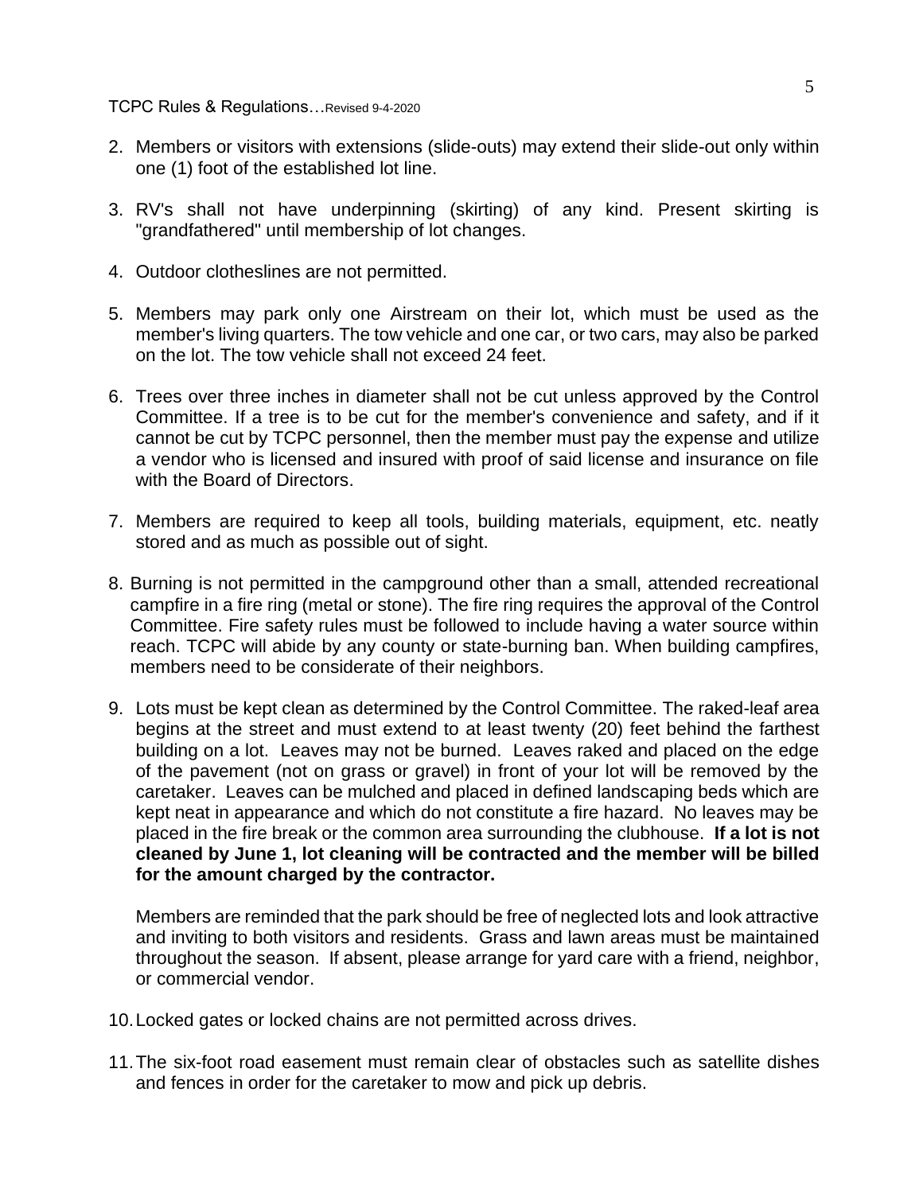2. Members or visitors with extensions (slide-outs) may extend their slide-out only within one (1) foot of the established lot line.

3. RV's shall not have underpinning (skirting) of any kind. Present skirting is "grandfathered" until membership of lot changes.

4. Outdoor clotheslines are not permitted.

5. Members may park only one Airstream on their lot, which must be used as the member's living quarters. The tow vehicle and one car, or two cars, may also be parked on the lot. The tow vehicle shall not exceed 24 feet.

6. Trees over three inches in diameter shall not be cut unless approved by the Control Committee. If a tree is to be cut for the member's convenience and safety, and if it cannot be cut by TCPC personnel, then the member must pay the expense and utilize a vendor who is licensed and insured with proof of said license and insurance on file with the Board of Directors.

7. Members are required to keep all tools, building materials, equipment, etc. neatly stored and as much as possible out of sight.

8. Burning is not permitted in the campground other than a small, attended recreational campfire in a fire ring (metal or stone). The fire ring requires the approval of the Control Committee. Fire safety rules must be followed to include having a water source within reach. TCPC will abide by any county or state-burning ban. When building campfires, members need to be considerate of their neighbors.

9. Lots must be kept clean as determined by the Control Committee. The raked-leaf area begins at the street and must extend to at least twenty (20) feet behind the farthest building on a lot. Leaves may not be burned. Leaves raked and placed on the edge of the pavement (not on grass or gravel) in front of your lot will be removed by the caretaker. Leaves can be mulched and placed in defined landscaping beds which are kept neat in appearance and which do not constitute a fire hazard. No leaves may be placed in the fire break or the common area surrounding the clubhouse. **If a lot is not cleaned by June 1, lot cleaning will be contracted and the member will be billed for the amount charged by the contractor.**

   Members are reminded that the park should be free of neglected lots and look attractive and inviting to both visitors and residents. Grass and lawn areas must be maintained throughout the season. If absent, please arrange for yard care with a friend, neighbor, or commercial vendor.

10. Locked gates or locked chains are not permitted across drives.

11. The six-foot road easement must remain clear of obstacles such as satellite dishes and fences in order for the caretaker to mow and pick up debris.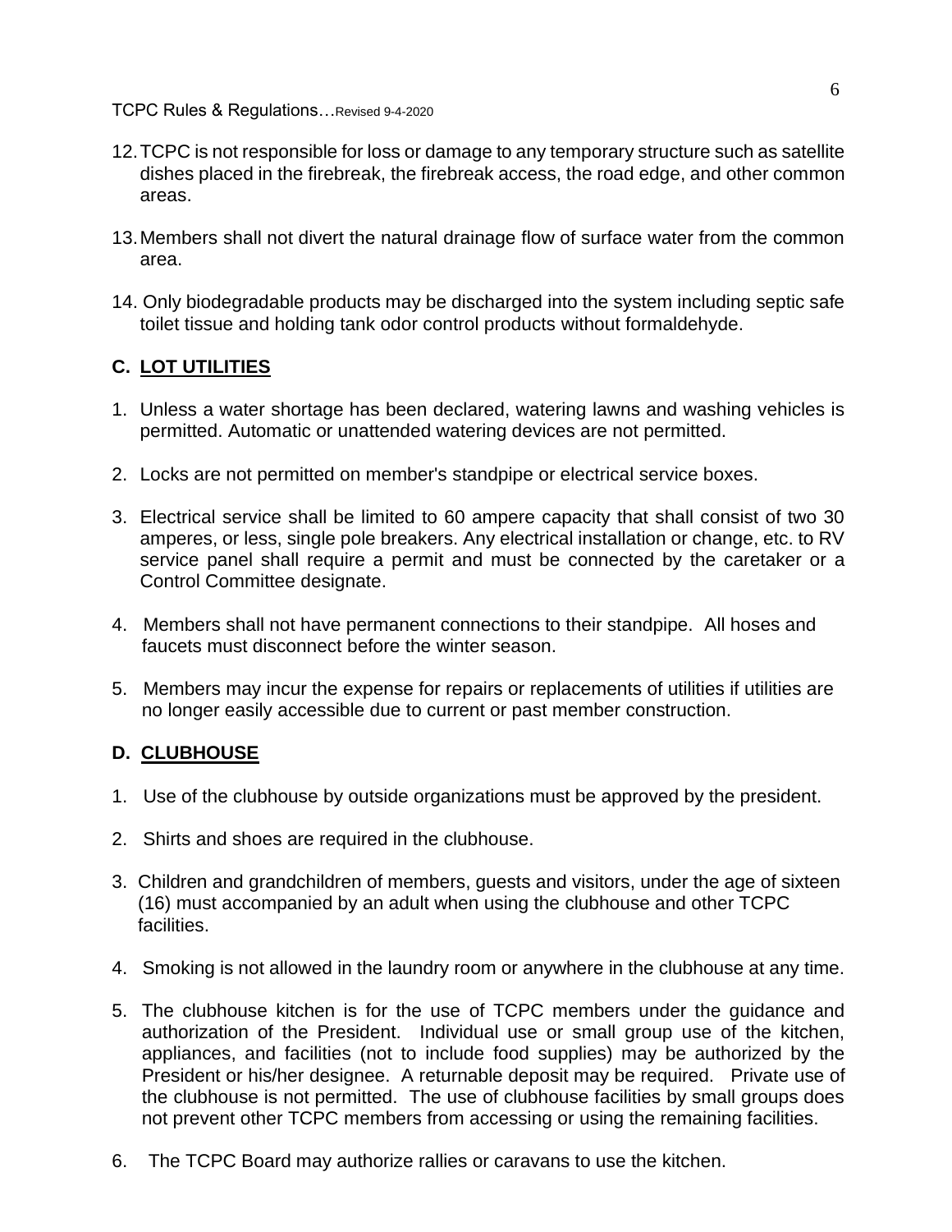12. TCPC is not responsible for loss or damage to any temporary structure such as satellite dishes placed in the firebreak, the firebreak access, the road edge, and other common areas.

13. Members shall not divert the natural drainage flow of surface water from the common area.

14. Only biodegradable products may be discharged into the system including septic safe toilet tissue and holding tank odor control products without formaldehyde.

## C. LOT UTILITIES

1. Unless a water shortage has been declared, watering lawns and washing vehicles is permitted. Automatic or unattended watering devices are not permitted.

2. Locks are not permitted on member's standpipe or electrical service boxes.

3. Electrical service shall be limited to 60 ampere capacity that shall consist of two 30 amperes, or less, single pole breakers. Any electrical installation or change, etc. to RV service panel shall require a permit and must be connected by the caretaker or a Control Committee designate.

4. Members shall not have permanent connections to their standpipe. All hoses and faucets must disconnect before the winter season.

5. Members may incur the expense for repairs or replacements of utilities if utilities are no longer easily accessible due to current or past member construction.

## D. CLUBHOUSE

1. Use of the clubhouse by outside organizations must be approved by the president.

2. Shirts and shoes are required in the clubhouse.

3. Children and grandchildren of members, guests and visitors, under the age of sixteen (16) must accompanied by an adult when using the clubhouse and other TCPC facilities.

4. Smoking is not allowed in the laundry room or anywhere in the clubhouse at any time.

5. The clubhouse kitchen is for the use of TCPC members under the guidance and authorization of the President. Individual use or small group use of the kitchen, appliances, and facilities (not to include food supplies) may be authorized by the President or his/her designee. A returnable deposit may be required. Private use of the clubhouse is not permitted. The use of clubhouse facilities by small groups does not prevent other TCPC members from accessing or using the remaining facilities.

6. The TCPC Board may authorize rallies or caravans to use the kitchen.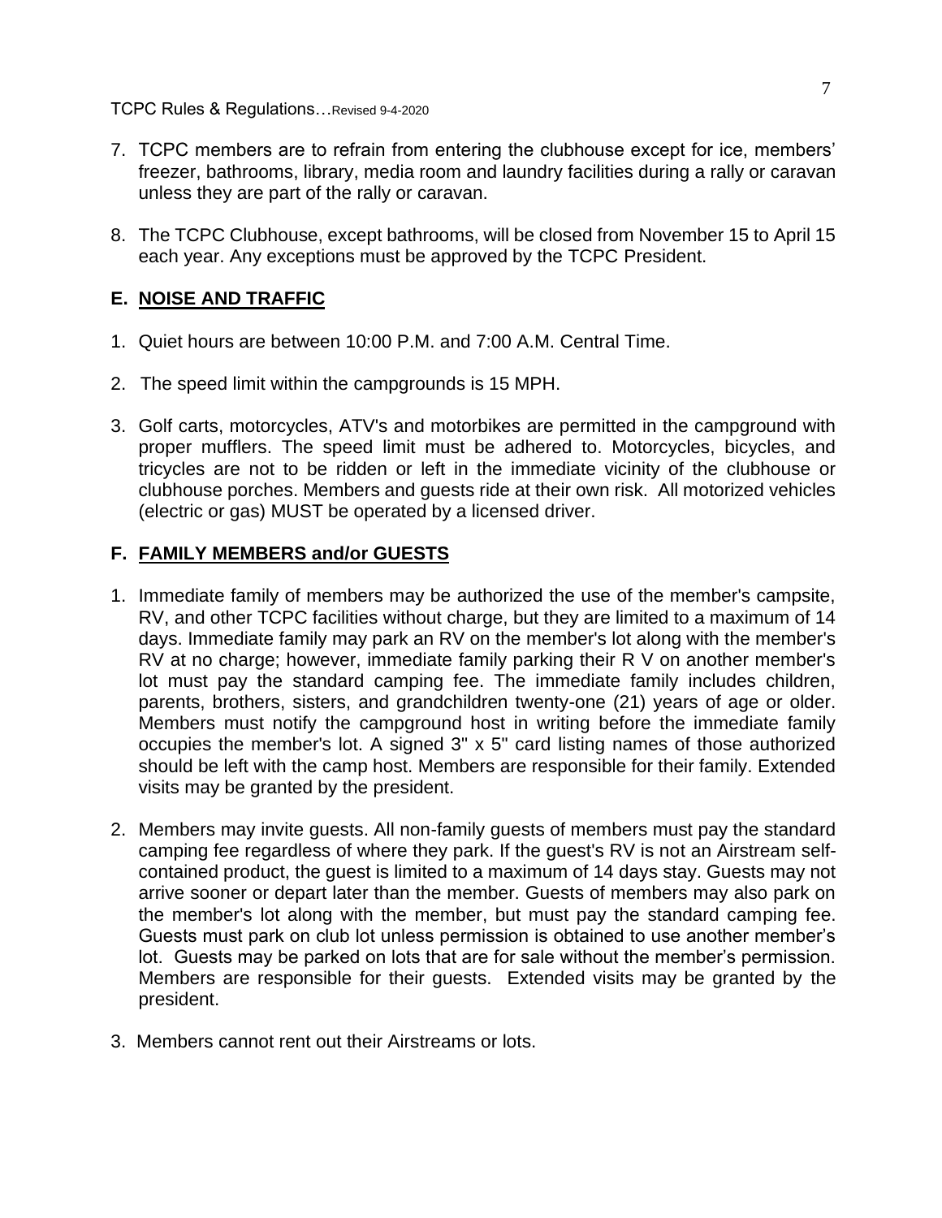7. TCPC members are to refrain from entering the clubhouse except for ice, members' freezer, bathrooms, library, media room and laundry facilities during a rally or caravan unless they are part of the rally or caravan.

8. The TCPC Clubhouse, except bathrooms, will be closed from November 15 to April 15 each year. Any exceptions must be approved by the TCPC President.

## E. NOISE AND TRAFFIC

1. Quiet hours are between 10:00 P.M. and 7:00 A.M. Central Time.

2. The speed limit within the campgrounds is 15 MPH.

3. Golf carts, motorcycles, ATV's and motorbikes are permitted in the campground with proper mufflers. The speed limit must be adhered to. Motorcycles, bicycles, and tricycles are not to be ridden or left in the immediate vicinity of the clubhouse or clubhouse porches. Members and guests ride at their own risk. All motorized vehicles (electric or gas) MUST be operated by a licensed driver.

## F. FAMILY MEMBERS and/or GUESTS

1. Immediate family of members may be authorized the use of the member's campsite, RV, and other TCPC facilities without charge, but they are limited to a maximum of 14 days. Immediate family may park an RV on the member's lot along with the member's RV at no charge; however, immediate family parking their R V on another member's lot must pay the standard camping fee. The immediate family includes children, parents, brothers, sisters, and grandchildren twenty-one (21) years of age or older. Members must notify the campground host in writing before the immediate family occupies the member's lot. A signed 3" x 5" card listing names of those authorized should be left with the camp host. Members are responsible for their family. Extended visits may be granted by the president.

2. Members may invite guests. All non-family guests of members must pay the standard camping fee regardless of where they park. If the guest's RV is not an Airstream self-contained product, the guest is limited to a maximum of 14 days stay. Guests may not arrive sooner or depart later than the member. Guests of members may also park on the member's lot along with the member, but must pay the standard camping fee. Guests must park on club lot unless permission is obtained to use another member's lot. Guests may be parked on lots that are for sale without the member's permission. Members are responsible for their guests. Extended visits may be granted by the president.

3. Members cannot rent out their Airstreams or lots.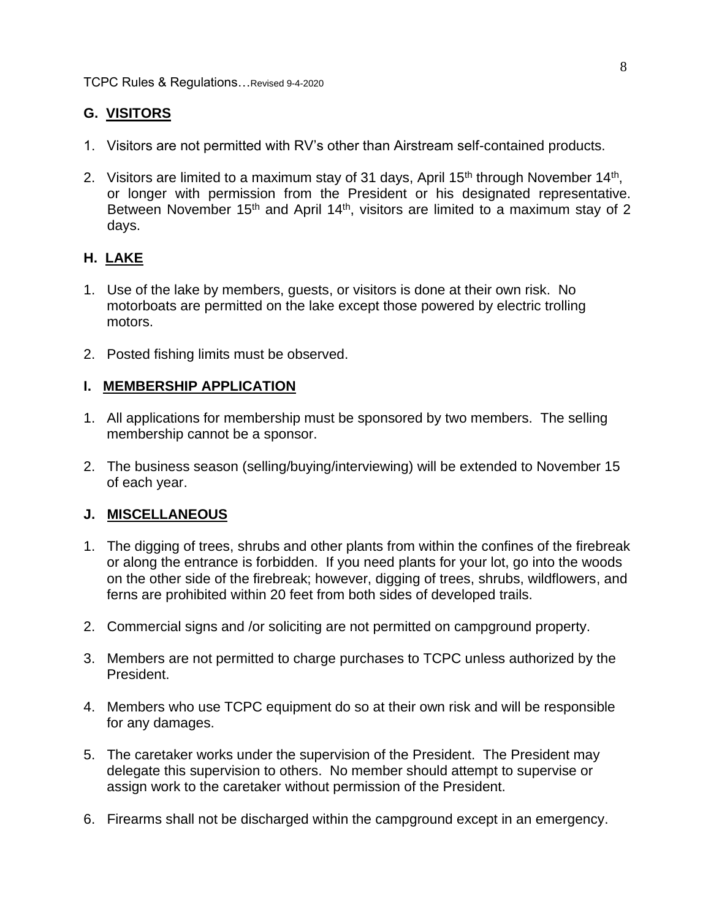## G. VISITORS

1. Visitors are not permitted with RV's other than Airstream self-contained products.

2. Visitors are limited to a maximum stay of 31 days, April 15th through November 14th, or longer with permission from the President or his designated representative. Between November 15th and April 14th, visitors are limited to a maximum stay of 2 days.

## H. LAKE

1. Use of the lake by members, guests, or visitors is done at their own risk. No motorboats are permitted on the lake except those powered by electric trolling motors.

2. Posted fishing limits must be observed.

## I. MEMBERSHIP APPLICATION

1. All applications for membership must be sponsored by two members. The selling membership cannot be a sponsor.

2. The business season (selling/buying/interviewing) will be extended to November 15 of each year.

## J. MISCELLANEOUS

1. The digging of trees, shrubs and other plants from within the confines of the firebreak or along the entrance is forbidden. If you need plants for your lot, go into the woods on the other side of the firebreak; however, digging of trees, shrubs, wildflowers, and ferns are prohibited within 20 feet from both sides of developed trails.

2. Commercial signs and /or soliciting are not permitted on campground property.

3. Members are not permitted to charge purchases to TCPC unless authorized by the President.

4. Members who use TCPC equipment do so at their own risk and will be responsible for any damages.

5. The caretaker works under the supervision of the President. The President may delegate this supervision to others. No member should attempt to supervise or assign work to the caretaker without permission of the President.

6. Firearms shall not be discharged within the campground except in an emergency.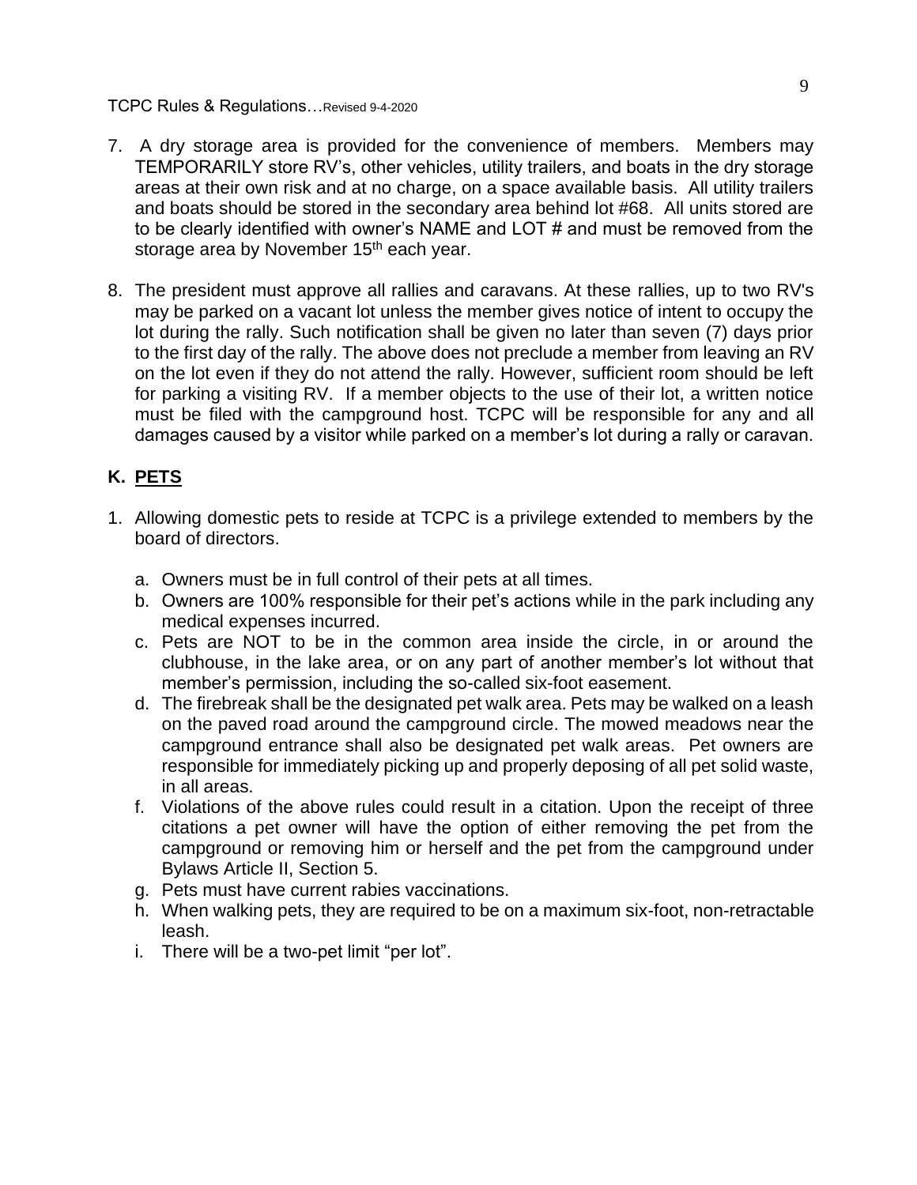7. A dry storage area is provided for the convenience of members. Members may TEMPORARILY store RV's, other vehicles, utility trailers, and boats in the dry storage areas at their own risk and at no charge, on a space available basis. All utility trailers and boats should be stored in the secondary area behind lot #68. All units stored are to be clearly identified with owner's NAME and LOT # and must be removed from the storage area by November 15th each year.

8. The president must approve all rallies and caravans. At these rallies, up to two RV's may be parked on a vacant lot unless the member gives notice of intent to occupy the lot during the rally. Such notification shall be given no later than seven (7) days prior to the first day of the rally. The above does not preclude a member from leaving an RV on the lot even if they do not attend the rally. However, sufficient room should be left for parking a visiting RV. If a member objects to the use of their lot, a written notice must be filed with the campground host. TCPC will be responsible for any and all damages caused by a visitor while parked on a member's lot during a rally or caravan.

## K. PETS

1. Allowing domestic pets to reside at TCPC is a privilege extended to members by the board of directors.

   a. Owners must be in full control of their pets at all times.
   b. Owners are 100% responsible for their pet's actions while in the park including any medical expenses incurred.
   c. Pets are NOT to be in the common area inside the circle, in or around the clubhouse, in the lake area, or on any part of another member's lot without that member's permission, including the so-called six-foot easement.
   d. The firebreak shall be the designated pet walk area. Pets may be walked on a leash on the paved road around the campground circle. The mowed meadows near the campground entrance shall also be designated pet walk areas. Pet owners are responsible for immediately picking up and properly deposing of all pet solid waste, in all areas.
   f. Violations of the above rules could result in a citation. Upon the receipt of three citations a pet owner will have the option of either removing the pet from the campground or removing him or herself and the pet from the campground under Bylaws Article II, Section 5.
   g. Pets must have current rabies vaccinations.
   h. When walking pets, they are required to be on a maximum six-foot, non-retractable leash.
   i. There will be a two-pet limit "per lot".